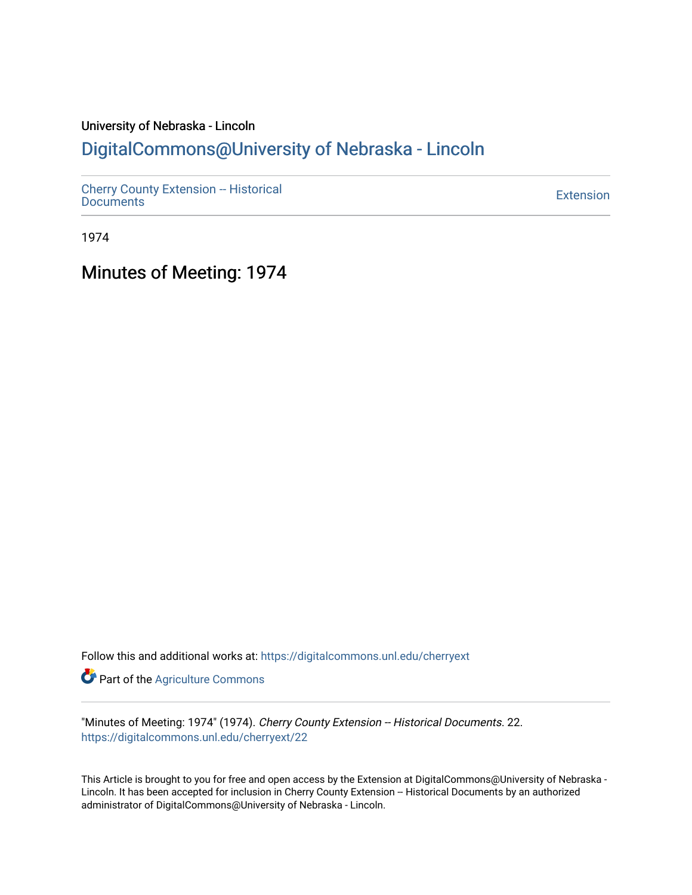University of Nebraska - Lincoln

## DigitalCommons@University of Nebraska - Lincoln

Cherry County Extension -- Historical Documents

Extension

1974

# Minutes of Meeting: 1974

Follow this and additional works at: https://digitalcommons.unl.edu/cherryext

Part of the Agriculture Commons

"Minutes of Meeting: 1974" (1974). *Cherry County Extension -- Historical Documents*. 22.
https://digitalcommons.unl.edu/cherryext/22

This Article is brought to you for free and open access by the Extension at DigitalCommons@University of Nebraska - Lincoln. It has been accepted for inclusion in Cherry County Extension -- Historical Documents by an authorized administrator of DigitalCommons@University of Nebraska - Lincoln.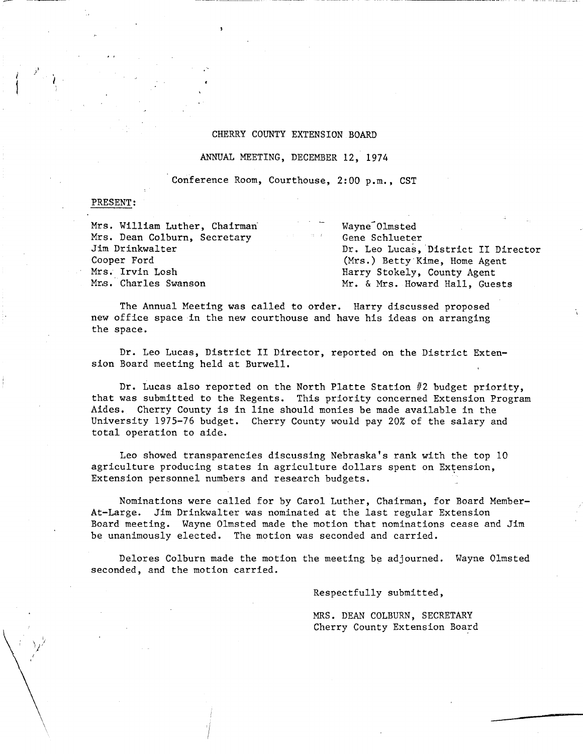# CHERRY COUNTY EXTENSION BOARD

## ANNUAL MEETING, DECEMBER 12, 1974

Conference Room, Courthouse, 2:00 p.m., CST

PRESENT:

Mrs. William Luther, Chairman
Mrs. Dean Colburn, Secretary
Jim Drinkwalter
Cooper Ford
Mrs. Irvin Losh
Mrs. Charles Swanson
Wayne Olmsted
Gene Schlueter
Dr. Leo Lucas, District II Director
(Mrs.) Betty Kime, Home Agent
Harry Stokely, County Agent
Mr. & Mrs. Howard Hall, Guests

The Annual Meeting was called to order. Harry discussed proposed new office space in the new courthouse and have his ideas on arranging the space.

Dr. Leo Lucas, District II Director, reported on the District Extension Board meeting held at Burwell.

Dr. Lucas also reported on the North Platte Station #2 budget priority, that was submitted to the Regents. This priority concerned Extension Program Aides. Cherry County is in line should monies be made available in the University 1975-76 budget. Cherry County would pay 20% of the salary and total operation to aide.

Leo showed transparencies discussing Nebraska's rank with the top 10 agriculture producing states in agriculture dollars spent on Extension, Extension personnel numbers and research budgets.

Nominations were called for by Carol Luther, Chairman, for Board Member-At-Large. Jim Drinkwalter was nominated at the last regular Extension Board meeting. Wayne Olmsted made the motion that nominations cease and Jim be unanimously elected. The motion was seconded and carried.

Delores Colburn made the motion the meeting be adjourned. Wayne Olmsted seconded, and the motion carried.

Respectfully submitted,

MRS. DEAN COLBURN, SECRETARY
Cherry County Extension Board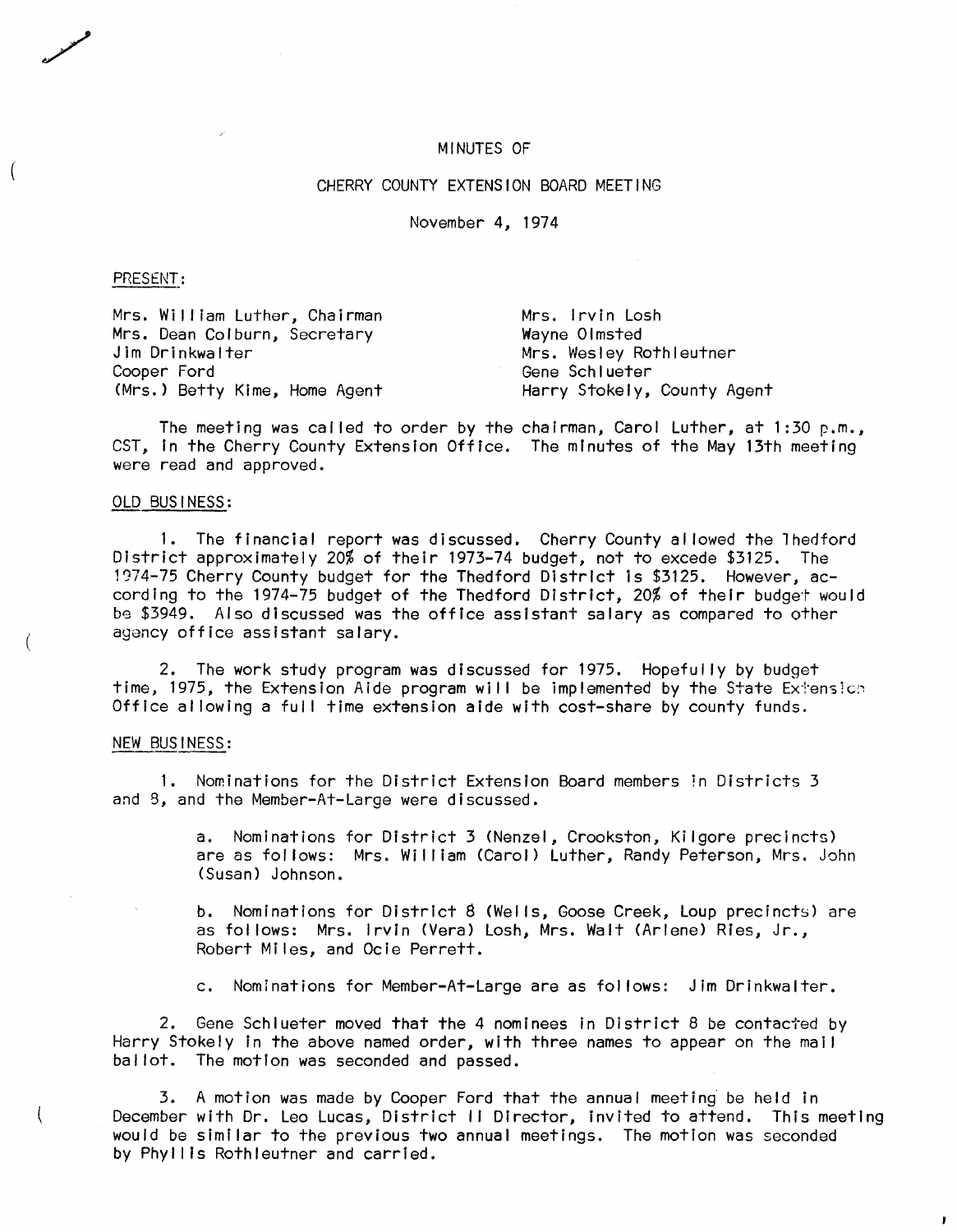# MINUTES OF

## CHERRY COUNTY EXTENSION BOARD MEETING

November 4, 1974

PRESENT:

| | |
|---|---|
| Mrs. William Luther, Chairman | Mrs. Irvin Losh |
| Mrs. Dean Colburn, Secretary | Wayne Olmsted |
| Jim Drinkwalter | Mrs. Wesley Rothleutner |
| Cooper Ford | Gene Schlueter |
| (Mrs.) Betty Kime, Home Agent | Harry Stokely, County Agent |

The meeting was called to order by the chairman, Carol Luther, at 1:30 p.m., CST, in the Cherry County Extension Office. The minutes of the May 13th meeting were read and approved.

OLD BUSINESS:

1. The financial report was discussed. Cherry County allowed the Thedford District approximately 20% of their 1973-74 budget, not to excede $3125. The 1974-75 Cherry County budget for the Thedford District is $3125. However, according to the 1974-75 budget of the Thedford District, 20% of their budget would be $3949. Also discussed was the office assistant salary as compared to other agency office assistant salary.

2. The work study program was discussed for 1975. Hopefully by budget time, 1975, the Extension Aide program will be implemented by the State Extension Office allowing a full time extension aide with cost-share by county funds.

NEW BUSINESS:

1. Nominations for the District Extension Board members in Districts 3 and 8, and the Member-At-Large were discussed.

   a. Nominations for District 3 (Nenzel, Crookston, Kilgore precincts) are as follows: Mrs. William (Carol) Luther, Randy Peterson, Mrs. John (Susan) Johnson.

   b. Nominations for District 8 (Wells, Goose Creek, Loup precincts) are as follows: Mrs. Irvin (Vera) Losh, Mrs. Walt (Arlene) Ries, Jr., Robert Miles, and Ocie Perrett.

   c. Nominations for Member-At-Large are as follows: Jim Drinkwalter.

2. Gene Schlueter moved that the 4 nominees in District 8 be contacted by Harry Stokely in the above named order, with three names to appear on the mail ballot. The motion was seconded and passed.

3. A motion was made by Cooper Ford that the annual meeting be held in December with Dr. Leo Lucas, District II Director, invited to attend. This meeting would be similar to the previous two annual meetings. The motion was seconded by Phyllis Rothleutner and carried.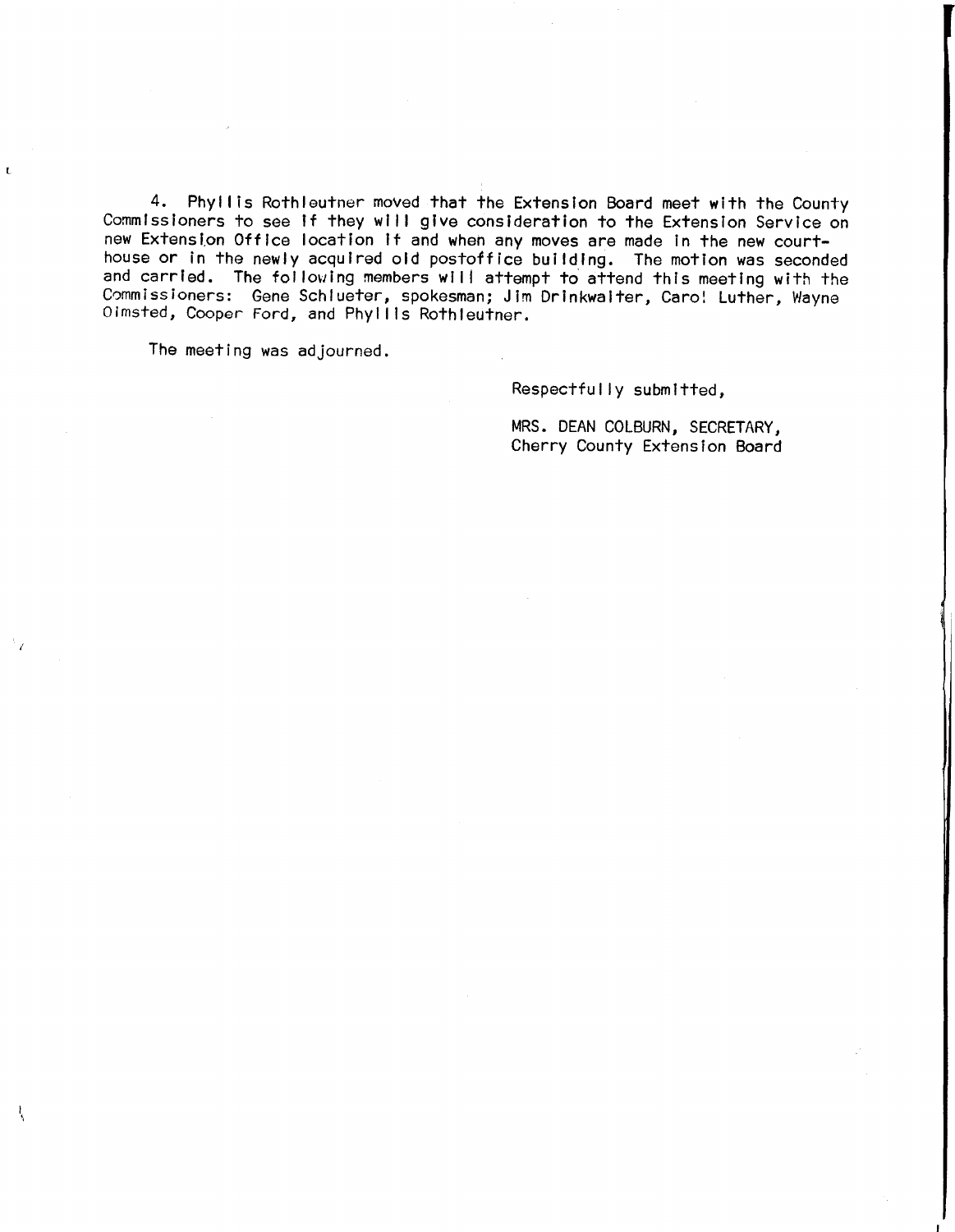4. Phyllis Rothleutner moved that the Extension Board meet with the County Commissioners to see if they will give consideration to the Extension Service on new Extension Office location if and when any moves are made in the new court-house or in the newly acquired old postoffice building. The motion was seconded and carried. The following members will attempt to attend this meeting with the Commissioners: Gene Schlueter, spokesman; Jim Drinkwalter, Carol Luther, Wayne Olmsted, Cooper Ford, and Phyllis Rothleutner.

The meeting was adjourned.

Respectfully submitted,

MRS. DEAN COLBURN, SECRETARY,
Cherry County Extension Board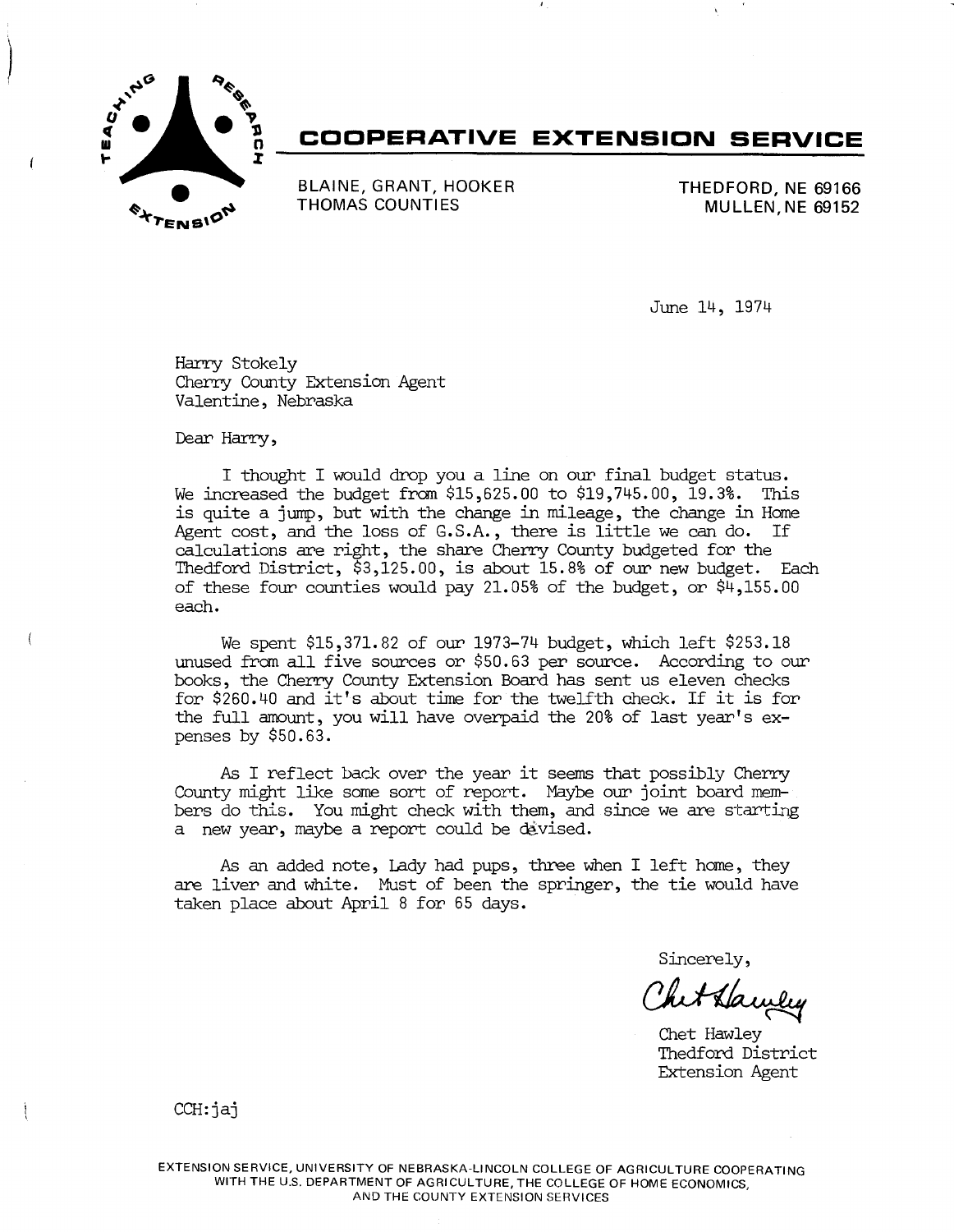# COOPERATIVE EXTENSION SERVICE

BLAINE, GRANT, HOOKER
THOMAS COUNTIES

THEDFORD, NE 69166
MULLEN, NE 69152

June 14, 1974

Harry Stokely
Cherry County Extension Agent
Valentine, Nebraska

Dear Harry,

I thought I would drop you a line on our final budget status. We increased the budget from $15,625.00 to $19,745.00, 19.3%. This is quite a jump, but with the change in mileage, the change in Home Agent cost, and the loss of G.S.A., there is little we can do. If calculations are right, the share Cherry County budgeted for the Thedford District, $3,125.00, is about 15.8% of our new budget. Each of these four counties would pay 21.05% of the budget, or $4,155.00 each.

We spent $15,371.82 of our 1973-74 budget, which left $253.18 unused from all five sources or $50.63 per source. According to our books, the Cherry County Extension Board has sent us eleven checks for $260.40 and it's about time for the twelfth check. If it is for the full amount, you will have overpaid the 20% of last year's expenses by $50.63.

As I reflect back over the year it seems that possibly Cherry County might like some sort of report. Maybe our joint board members do this. You might check with them, and since we are starting a new year, maybe a report could be devised.

As an added note, Lady had pups, three when I left home, they are liver and white. Must of been the springer, the tie would have taken place about April 8 for 65 days.

Sincerely,

Chet Hawley

Chet Hawley
Thedford District
Extension Agent

CCH:jaj

EXTENSION SERVICE, UNIVERSITY OF NEBRASKA-LINCOLN COLLEGE OF AGRICULTURE COOPERATING WITH THE U.S. DEPARTMENT OF AGRICULTURE, THE COLLEGE OF HOME ECONOMICS, AND THE COUNTY EXTENSION SERVICES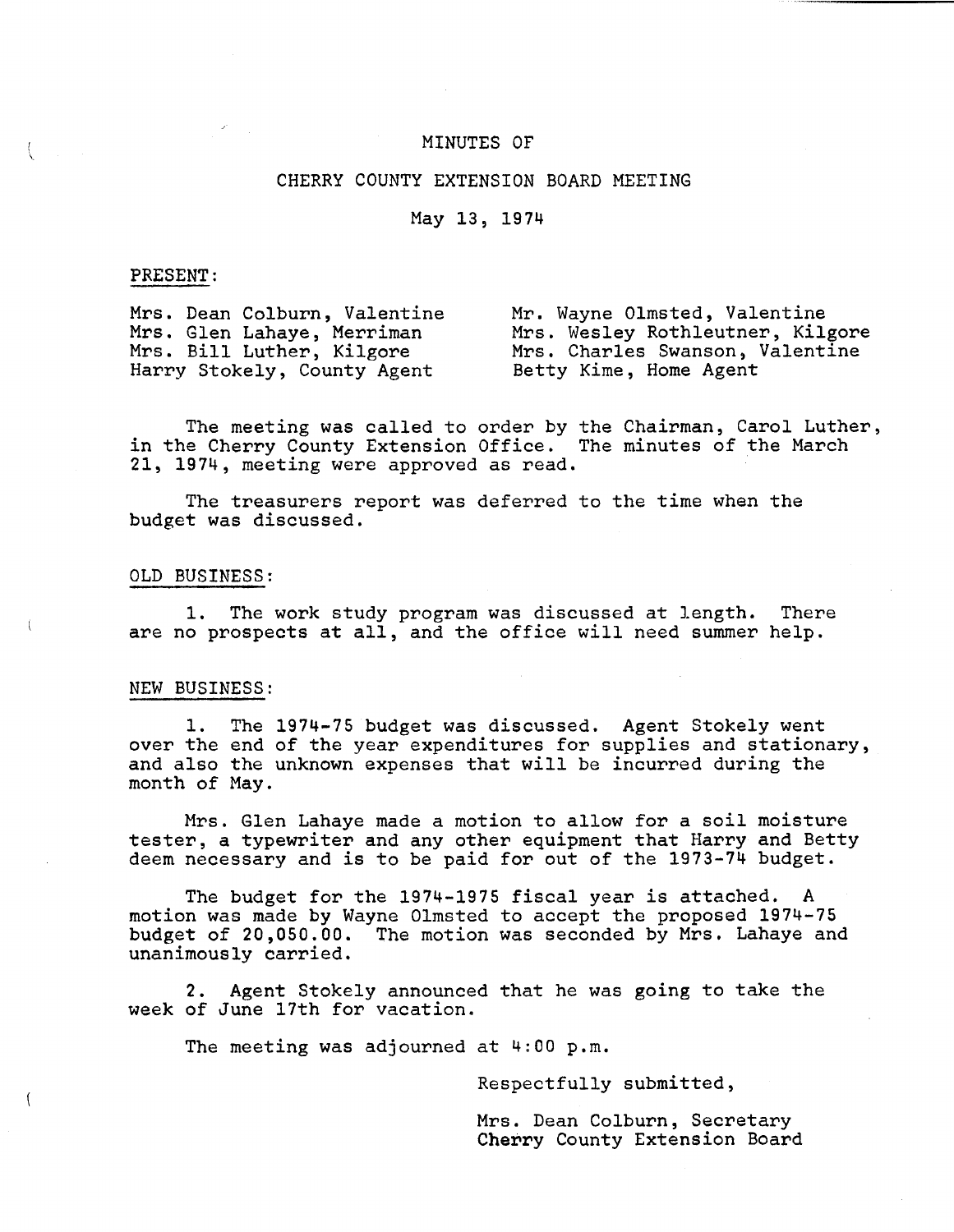# MINUTES OF

## CHERRY COUNTY EXTENSION BOARD MEETING

May 13, 1974

PRESENT:

| | |
|---|---|
| Mrs. Dean Colburn, Valentine | Mr. Wayne Olmsted, Valentine |
| Mrs. Glen Lahaye, Merriman | Mrs. Wesley Rothleutner, Kilgore |
| Mrs. Bill Luther, Kilgore | Mrs. Charles Swanson, Valentine |
| Harry Stokely, County Agent | Betty Kime, Home Agent |

The meeting was called to order by the Chairman, Carol Luther, in the Cherry County Extension Office. The minutes of the March 21, 1974, meeting were approved as read.

The treasurers report was deferred to the time when the budget was discussed.

OLD BUSINESS:

1. The work study program was discussed at length. There are no prospects at all, and the office will need summer help.

NEW BUSINESS:

1. The 1974-75 budget was discussed. Agent Stokely went over the end of the year expenditures for supplies and stationary, and also the unknown expenses that will be incurred during the month of May.

Mrs. Glen Lahaye made a motion to allow for a soil moisture tester, a typewriter and any other equipment that Harry and Betty deem necessary and is to be paid for out of the 1973-74 budget.

The budget for the 1974-1975 fiscal year is attached. A motion was made by Wayne Olmsted to accept the proposed 1974-75 budget of 20,050.00. The motion was seconded by Mrs. Lahaye and unanimously carried.

2. Agent Stokely announced that he was going to take the week of June 17th for vacation.

The meeting was adjourned at 4:00 p.m.

Respectfully submitted,

Mrs. Dean Colburn, Secretary
Cherry County Extension Board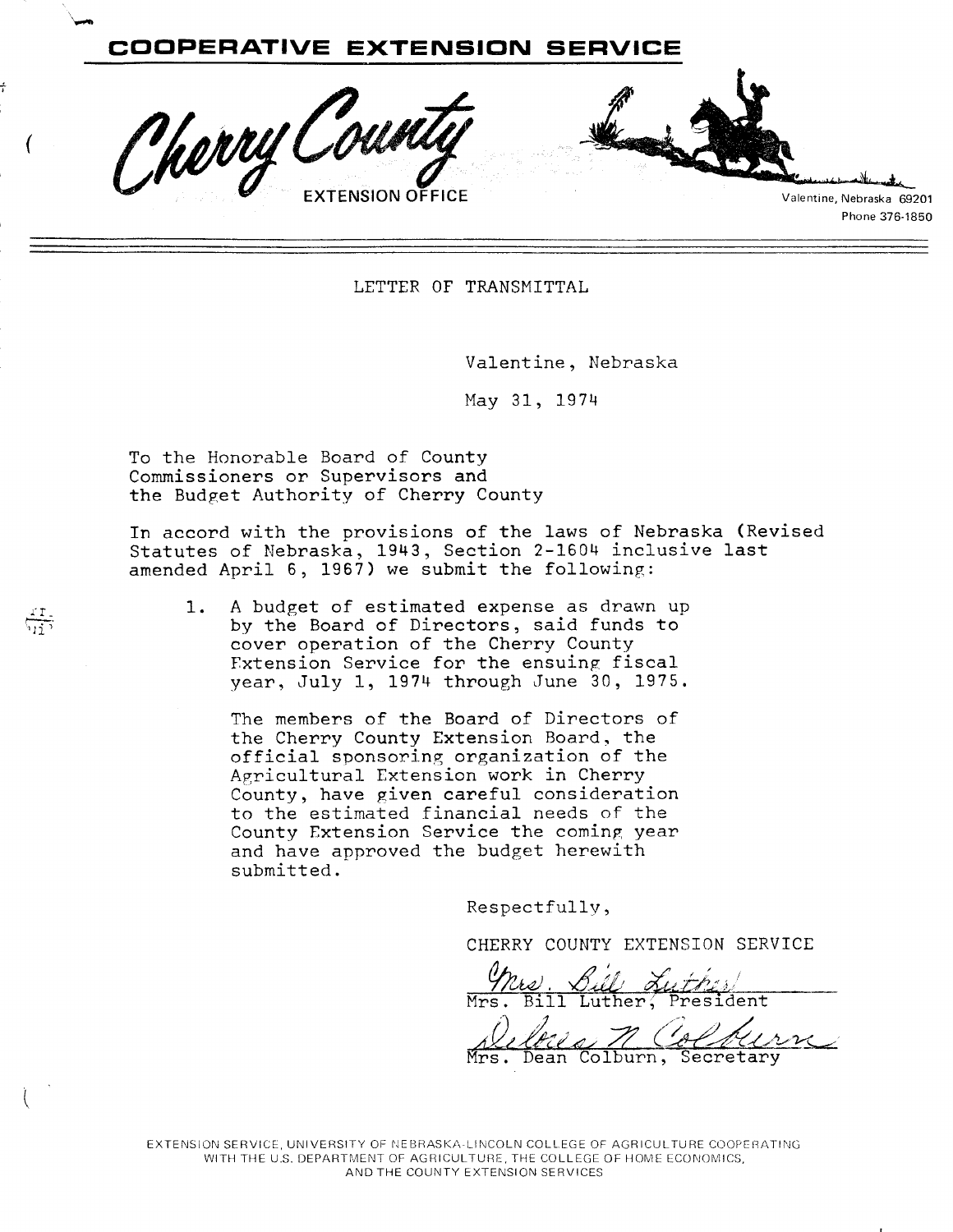# COOPERATIVE EXTENSION SERVICE

Cherry County
EXTENSION OFFICE

Valentine, Nebraska 69201
Phone 376-1850

LETTER OF TRANSMITTAL

Valentine, Nebraska

May 31, 1974

To the Honorable Board of County Commissioners or Supervisors and the Budget Authority of Cherry County

In accord with the provisions of the laws of Nebraska (Revised Statutes of Nebraska, 1943, Section 2-1604 inclusive last amended April 6, 1967) we submit the following:

1. A budget of estimated expense as drawn up by the Board of Directors, said funds to cover operation of the Cherry County Extension Service for the ensuing fiscal year, July 1, 1974 through June 30, 1975.

   The members of the Board of Directors of the Cherry County Extension Board, the official sponsoring organization of the Agricultural Extension work in Cherry County, have given careful consideration to the estimated financial needs of the County Extension Service the coming year and have approved the budget herewith submitted.

Respectfully,

CHERRY COUNTY EXTENSION SERVICE

Mrs. Bill Luther, President

Mrs. Dean Colburn, Secretary

EXTENSION SERVICE, UNIVERSITY OF NEBRASKA-LINCOLN COLLEGE OF AGRICULTURE COOPERATING WITH THE U.S. DEPARTMENT OF AGRICULTURE, THE COLLEGE OF HOME ECONOMICS, AND THE COUNTY EXTENSION SERVICES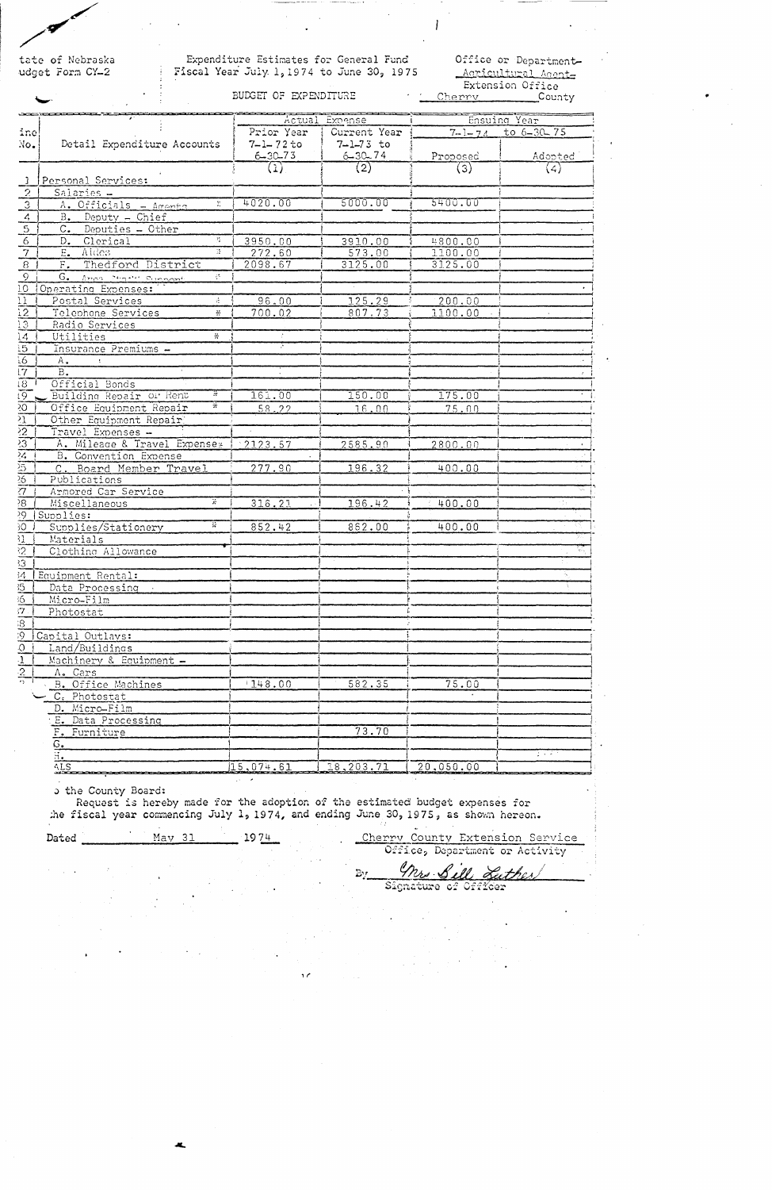tate of Nebraska
udget Form CY-2

Expenditure Estimates for General Fund
Fiscal Year July 1, 1974 to June 30, 1975

BUDGET OF EXPENDITURE

Office or Department- Agricultural Agent- Extension Office
Cherry County

| ine No. | Detail Expenditure Accounts | Actual Expense | | Ensuing Year 7-1-74 to 6-30-75 | |
|---|---|---|---|---|---|
| | | Prior Year 7-1-72 to 6-30-73 | Current Year 7-1-73 to 6-30-74 | Proposed | Adopted |
| | | (1) | (2) | (3) | (4) |
| 1 | Personal Services: | | | | |
| 2 | Salaries - | | | | |
| 3 | A. Officials - Agents | 4020.00 | 5000.00 | 5400.00 | |
| 4 | B. Deputy - Chief | | | | |
| 5 | C. Deputies - Other | | | | |
| 6 | D. Clerical | 3950.00 | 3910.00 | 4800.00 | |
| 7 | E. Aides | 272.60 | 573.00 | 1100.00 | |
| 8 | F. Thedford District | 2098.67 | 3125.00 | 3125.00 | |
| 9 | G. Area Staff Support | | | | |
| 10 | Operating Expenses: | | | | |
| 11 | Postal Services | 96.00 | 125.29 | 200.00 | |
| 12 | Telephone Services | 700.02 | 807.73 | 1100.00 | |
| 13 | Radio Services | | | | |
| 14 | Utilities | | | | |
| 15 | Insurance Premiums - | | | | |
| 16 | A. | | | | |
| 17 | B. | | | | |
| 18 | Official Bonds | | | | |
| 19 | Building Repair or Rent | 161.00 | 150.00 | 175.00 | |
| 20 | Office Equipment Repair | 58.22 | 16.00 | 75.00 | |
| 21 | Other Equipment Repair | | | | |
| 22 | Travel Expenses - | | | | |
| 23 | A. Mileage & Travel Expense | 2123.57 | 2585.90 | 2800.00 | |
| 24 | B. Convention Expense | | | | |
| 25 | C. Board Member Travel | 277.90 | 196.32 | 400.00 | |
| 26 | Publications | | | | |
| 27 | Armored Car Service | | | | |
| 28 | Miscellaneous | 316.21 | 196.42 | 400.00 | |
| 29 | Supplies: | | | | |
| 30 | Supplies/Stationery | 852.42 | 862.00 | 400.00 | |
| 31 | Materials | | | | |
| 32 | Clothing Allowance | | | | |
| 33 | | | | | |
| 34 | Equipment Rental: | | | | |
| 35 | Data Processing | | | | |
| 36 | Micro-Film | | | | |
| 37 | Photostat | | | | |
| 38 | | | | | |
| 39 | Capital Outlays: | | | | |
| 40 | Land/Buildings | | | | |
| 41 | Machinery & Equipment - | | | | |
| 42 | A. Cars | | | | |
| | B. Office Machines | 148.00 | 582.35 | 75.00 | |
| | C. Photostat | | | | |
| | D. Micro-Film | | | | |
| | E. Data Processing | | | | |
| | F. Furniture | | 73.70 | | |
| | G. | | | | |
| | H. | | | | |
| | TOTALS | 15,074.61 | 18,203.71 | 20,050.00 | |

To the County Board:

Request is hereby made for the adoption of the estimated budget expenses for the fiscal year commencing July 1, 1974, and ending June 30, 1975, as shown hereon.

Dated May 31 1974

Cherry County Extension Service
Office, Department or Activity

By Mrs. Bill Luther
Signature of Officer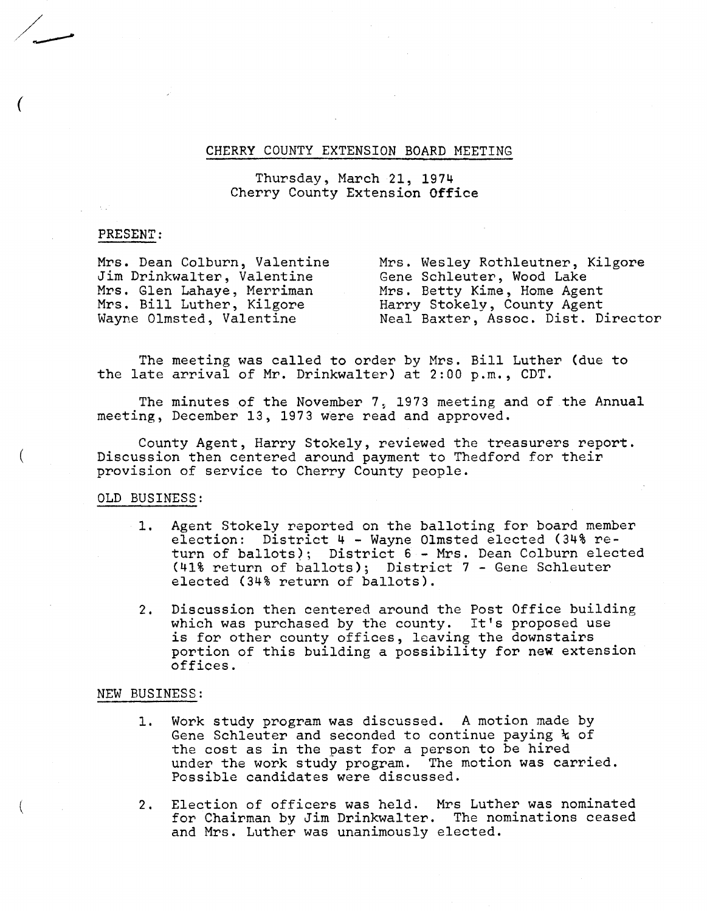# CHERRY COUNTY EXTENSION BOARD MEETING

Thursday, March 21, 1974
Cherry County Extension Office

PRESENT:

Mrs. Dean Colburn, Valentine
Jim Drinkwalter, Valentine
Mrs. Glen Lahaye, Merriman
Mrs. Bill Luther, Kilgore
Wayne Olmsted, Valentine
Mrs. Wesley Rothleutner, Kilgore
Gene Schleuter, Wood Lake
Mrs. Betty Kime, Home Agent
Harry Stokely, County Agent
Neal Baxter, Assoc. Dist. Director

The meeting was called to order by Mrs. Bill Luther (due to the late arrival of Mr. Drinkwalter) at 2:00 p.m., CDT.

The minutes of the November 7, 1973 meeting and of the Annual meeting, December 13, 1973 were read and approved.

County Agent, Harry Stokely, reviewed the treasurers report. Discussion then centered around payment to Thedford for their provision of service to Cherry County people.

OLD BUSINESS:

1. Agent Stokely reported on the balloting for board member election: District 4 - Wayne Olmsted elected (34% return of ballots); District 6 - Mrs. Dean Colburn elected (41% return of ballots); District 7 - Gene Schleuter elected (34% return of ballots).

2. Discussion then centered around the Post Office building which was purchased by the county. It's proposed use is for other county offices, leaving the downstairs portion of this building a possibility for new extension offices.

NEW BUSINESS:

1. Work study program was discussed. A motion made by Gene Schleuter and seconded to continue paying ¼ of the cost as in the past for a person to be hired under the work study program. The motion was carried. Possible candidates were discussed.

2. Election of officers was held. Mrs Luther was nominated for Chairman by Jim Drinkwalter. The nominations ceased and Mrs. Luther was unanimously elected.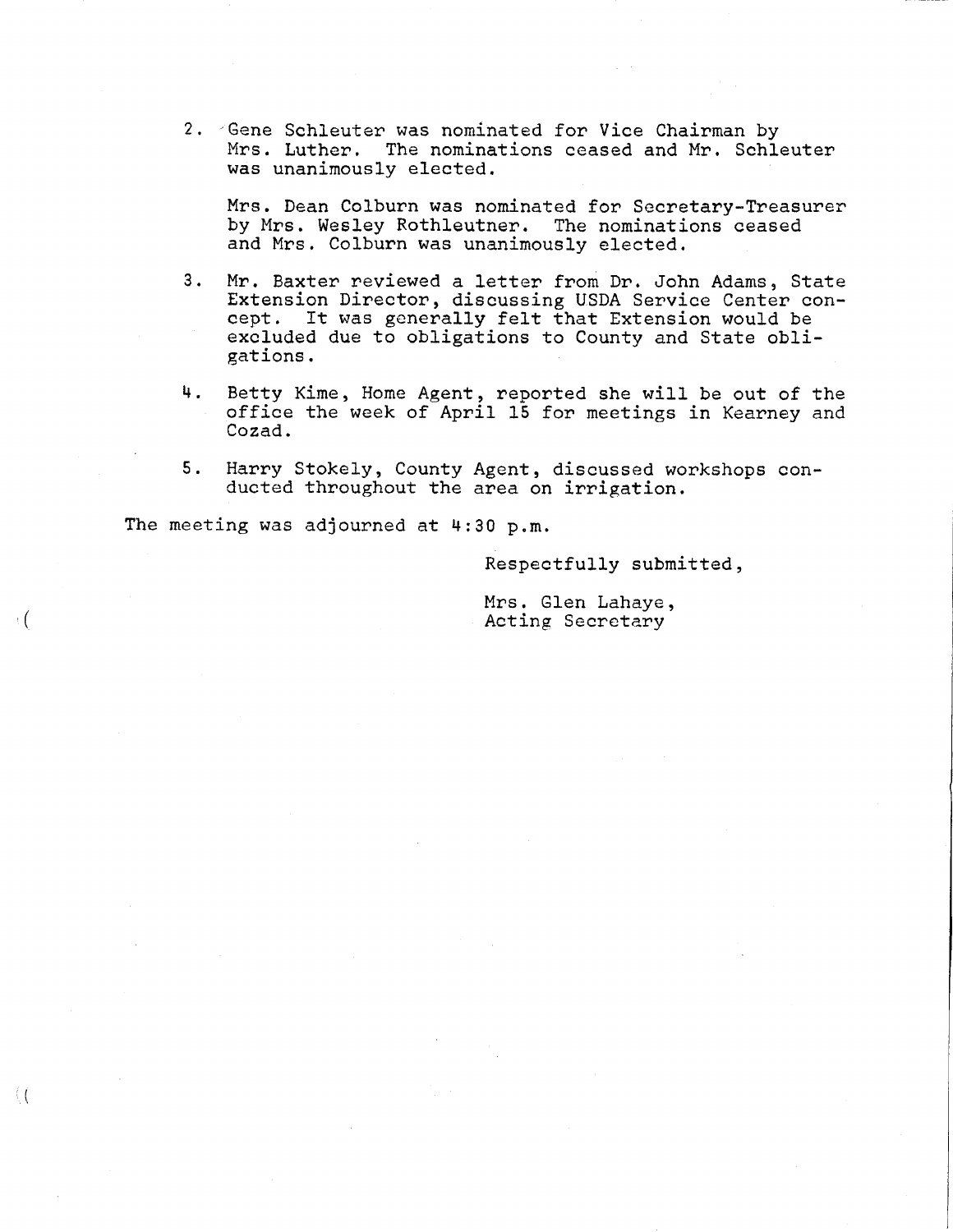2. Gene Schleuter was nominated for Vice Chairman by Mrs. Luther. The nominations ceased and Mr. Schleuter was unanimously elected.

   Mrs. Dean Colburn was nominated for Secretary-Treasurer by Mrs. Wesley Rothleutner. The nominations ceased and Mrs. Colburn was unanimously elected.

3. Mr. Baxter reviewed a letter from Dr. John Adams, State Extension Director, discussing USDA Service Center concept. It was generally felt that Extension would be excluded due to obligations to County and State obligations.

4. Betty Kime, Home Agent, reported she will be out of the office the week of April 15 for meetings in Kearney and Cozad.

5. Harry Stokely, County Agent, discussed workshops conducted throughout the area on irrigation.

The meeting was adjourned at 4:30 p.m.

Respectfully submitted,

Mrs. Glen Lahaye,
Acting Secretary